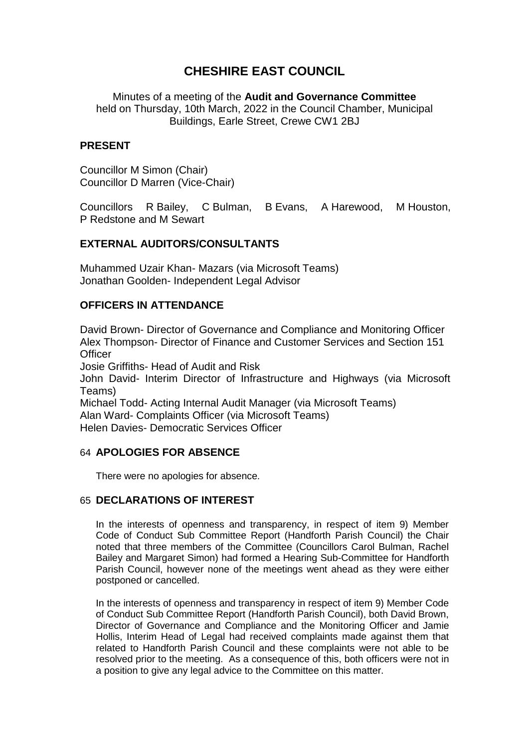# CHESHIRE EAST COUNCIL

Minutes of a meeting of the **Audit and Governance Committee** held on Thursday, 10th March, 2022 in the Council Chamber, Municipal Buildings, Earle Street, Crewe CW1 2BJ

## PRESENT

Councillor M Simon (Chair)
Councillor D Marren (Vice-Chair)

Councillors R Bailey, C Bulman, B Evans, A Harewood, M Houston, P Redstone and M Sewart

## EXTERNAL AUDITORS/CONSULTANTS

Muhammed Uzair Khan- Mazars (via Microsoft Teams)
Jonathan Goolden- Independent Legal Advisor

## OFFICERS IN ATTENDANCE

David Brown- Director of Governance and Compliance and Monitoring Officer
Alex Thompson- Director of Finance and Customer Services and Section 151 Officer
Josie Griffiths- Head of Audit and Risk
John David- Interim Director of Infrastructure and Highways (via Microsoft Teams)
Michael Todd- Acting Internal Audit Manager (via Microsoft Teams)
Alan Ward- Complaints Officer (via Microsoft Teams)
Helen Davies- Democratic Services Officer

## 64 APOLOGIES FOR ABSENCE

There were no apologies for absence.

## 65 DECLARATIONS OF INTEREST

In the interests of openness and transparency, in respect of item 9) Member Code of Conduct Sub Committee Report (Handforth Parish Council) the Chair noted that three members of the Committee (Councillors Carol Bulman, Rachel Bailey and Margaret Simon) had formed a Hearing Sub-Committee for Handforth Parish Council, however none of the meetings went ahead as they were either postponed or cancelled.

In the interests of openness and transparency in respect of item 9) Member Code of Conduct Sub Committee Report (Handforth Parish Council), both David Brown, Director of Governance and Compliance and the Monitoring Officer and Jamie Hollis, Interim Head of Legal had received complaints made against them that related to Handforth Parish Council and these complaints were not able to be resolved prior to the meeting. As a consequence of this, both officers were not in a position to give any legal advice to the Committee on this matter.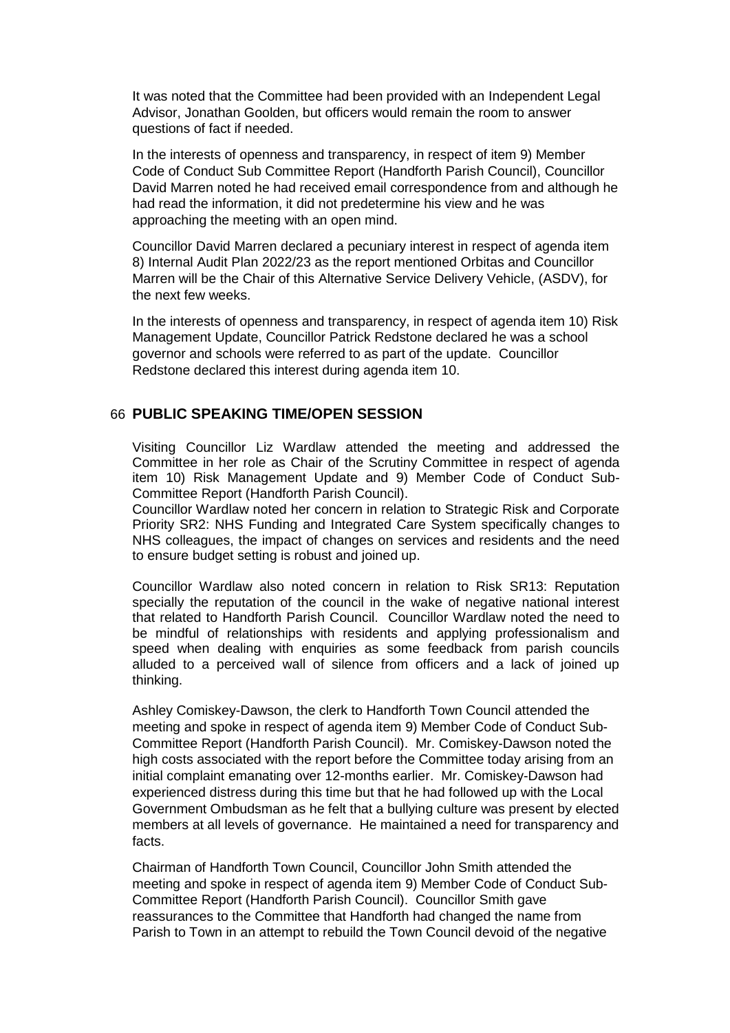It was noted that the Committee had been provided with an Independent Legal Advisor, Jonathan Goolden, but officers would remain the room to answer questions of fact if needed.

In the interests of openness and transparency, in respect of item 9) Member Code of Conduct Sub Committee Report (Handforth Parish Council), Councillor David Marren noted he had received email correspondence from and although he had read the information, it did not predetermine his view and he was approaching the meeting with an open mind.

Councillor David Marren declared a pecuniary interest in respect of agenda item 8) Internal Audit Plan 2022/23 as the report mentioned Orbitas and Councillor Marren will be the Chair of this Alternative Service Delivery Vehicle, (ASDV), for the next few weeks.

In the interests of openness and transparency, in respect of agenda item 10) Risk Management Update, Councillor Patrick Redstone declared he was a school governor and schools were referred to as part of the update. Councillor Redstone declared this interest during agenda item 10.

## 66 PUBLIC SPEAKING TIME/OPEN SESSION

Visiting Councillor Liz Wardlaw attended the meeting and addressed the Committee in her role as Chair of the Scrutiny Committee in respect of agenda item 10) Risk Management Update and 9) Member Code of Conduct Sub-Committee Report (Handforth Parish Council).

Councillor Wardlaw noted her concern in relation to Strategic Risk and Corporate Priority SR2: NHS Funding and Integrated Care System specifically changes to NHS colleagues, the impact of changes on services and residents and the need to ensure budget setting is robust and joined up.

Councillor Wardlaw also noted concern in relation to Risk SR13: Reputation specially the reputation of the council in the wake of negative national interest that related to Handforth Parish Council. Councillor Wardlaw noted the need to be mindful of relationships with residents and applying professionalism and speed when dealing with enquiries as some feedback from parish councils alluded to a perceived wall of silence from officers and a lack of joined up thinking.

Ashley Comiskey-Dawson, the clerk to Handforth Town Council attended the meeting and spoke in respect of agenda item 9) Member Code of Conduct Sub-Committee Report (Handforth Parish Council). Mr. Comiskey-Dawson noted the high costs associated with the report before the Committee today arising from an initial complaint emanating over 12-months earlier. Mr. Comiskey-Dawson had experienced distress during this time but that he had followed up with the Local Government Ombudsman as he felt that a bullying culture was present by elected members at all levels of governance. He maintained a need for transparency and facts.

Chairman of Handforth Town Council, Councillor John Smith attended the meeting and spoke in respect of agenda item 9) Member Code of Conduct Sub-Committee Report (Handforth Parish Council). Councillor Smith gave reassurances to the Committee that Handforth had changed the name from Parish to Town in an attempt to rebuild the Town Council devoid of the negative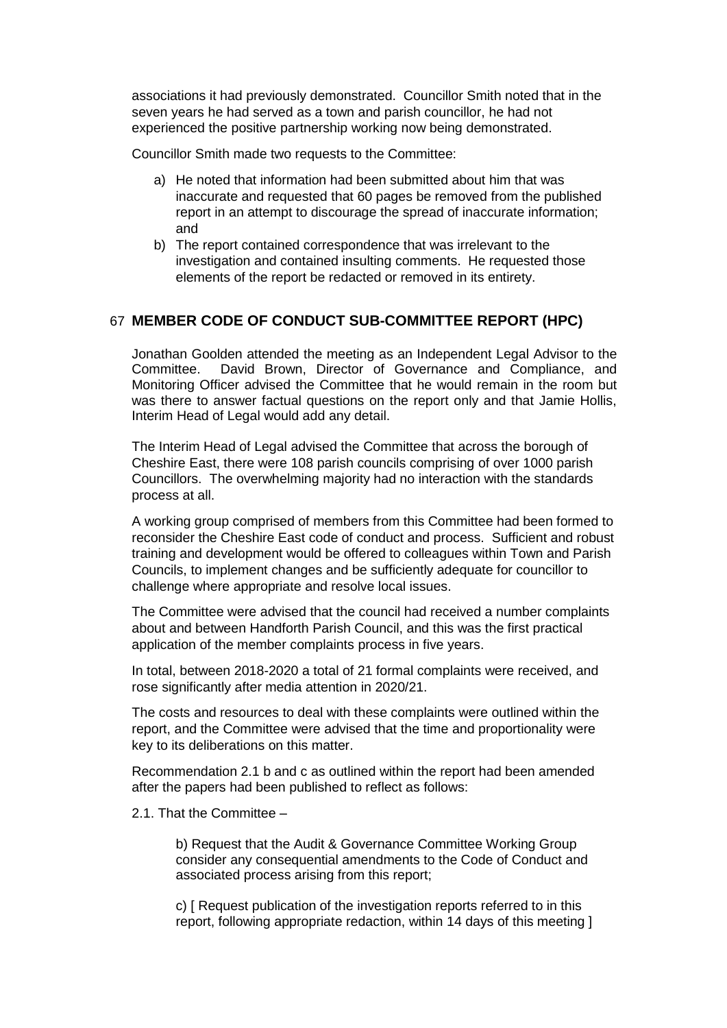associations it had previously demonstrated. Councillor Smith noted that in the seven years he had served as a town and parish councillor, he had not experienced the positive partnership working now being demonstrated.

Councillor Smith made two requests to the Committee:

a) He noted that information had been submitted about him that was inaccurate and requested that 60 pages be removed from the published report in an attempt to discourage the spread of inaccurate information; and
b) The report contained correspondence that was irrelevant to the investigation and contained insulting comments. He requested those elements of the report be redacted or removed in its entirety.

## 67 MEMBER CODE OF CONDUCT SUB-COMMITTEE REPORT (HPC)

Jonathan Goolden attended the meeting as an Independent Legal Advisor to the Committee. David Brown, Director of Governance and Compliance, and Monitoring Officer advised the Committee that he would remain in the room but was there to answer factual questions on the report only and that Jamie Hollis, Interim Head of Legal would add any detail.

The Interim Head of Legal advised the Committee that across the borough of Cheshire East, there were 108 parish councils comprising of over 1000 parish Councillors. The overwhelming majority had no interaction with the standards process at all.

A working group comprised of members from this Committee had been formed to reconsider the Cheshire East code of conduct and process. Sufficient and robust training and development would be offered to colleagues within Town and Parish Councils, to implement changes and be sufficiently adequate for councillor to challenge where appropriate and resolve local issues.

The Committee were advised that the council had received a number complaints about and between Handforth Parish Council, and this was the first practical application of the member complaints process in five years.

In total, between 2018-2020 a total of 21 formal complaints were received, and rose significantly after media attention in 2020/21.

The costs and resources to deal with these complaints were outlined within the report, and the Committee were advised that the time and proportionality were key to its deliberations on this matter.

Recommendation 2.1 b and c as outlined within the report had been amended after the papers had been published to reflect as follows:

2.1. That the Committee –

> b) Request that the Audit & Governance Committee Working Group consider any consequential amendments to the Code of Conduct and associated process arising from this report;
>
> c) [ Request publication of the investigation reports referred to in this report, following appropriate redaction, within 14 days of this meeting ]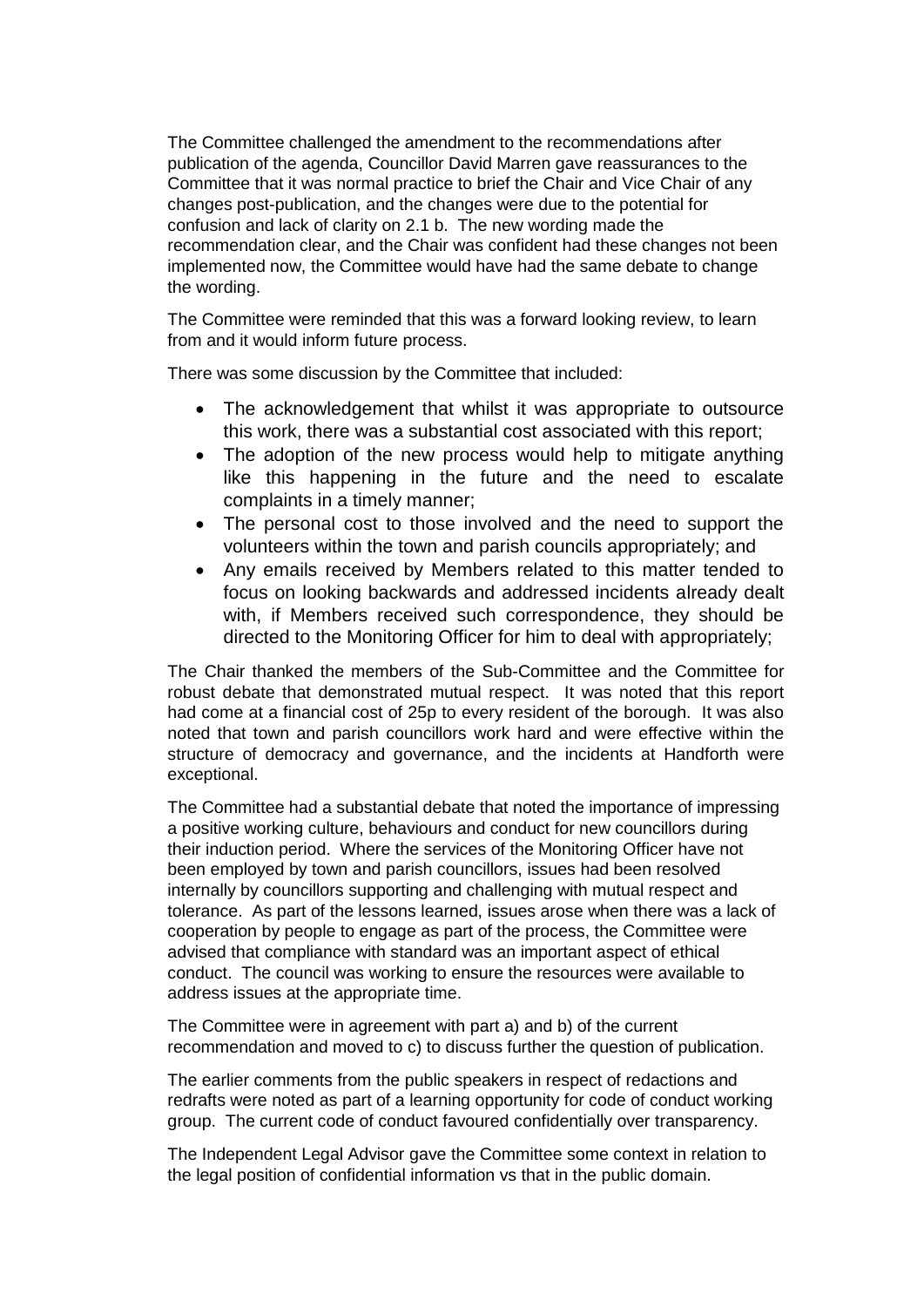The Committee challenged the amendment to the recommendations after publication of the agenda, Councillor David Marren gave reassurances to the Committee that it was normal practice to brief the Chair and Vice Chair of any changes post-publication, and the changes were due to the potential for confusion and lack of clarity on 2.1 b. The new wording made the recommendation clear, and the Chair was confident had these changes not been implemented now, the Committee would have had the same debate to change the wording.

The Committee were reminded that this was a forward looking review, to learn from and it would inform future process.

There was some discussion by the Committee that included:

- The acknowledgement that whilst it was appropriate to outsource this work, there was a substantial cost associated with this report;
- The adoption of the new process would help to mitigate anything like this happening in the future and the need to escalate complaints in a timely manner;
- The personal cost to those involved and the need to support the volunteers within the town and parish councils appropriately; and
- Any emails received by Members related to this matter tended to focus on looking backwards and addressed incidents already dealt with, if Members received such correspondence, they should be directed to the Monitoring Officer for him to deal with appropriately;

The Chair thanked the members of the Sub-Committee and the Committee for robust debate that demonstrated mutual respect. It was noted that this report had come at a financial cost of 25p to every resident of the borough. It was also noted that town and parish councillors work hard and were effective within the structure of democracy and governance, and the incidents at Handforth were exceptional.

The Committee had a substantial debate that noted the importance of impressing a positive working culture, behaviours and conduct for new councillors during their induction period. Where the services of the Monitoring Officer have not been employed by town and parish councillors, issues had been resolved internally by councillors supporting and challenging with mutual respect and tolerance. As part of the lessons learned, issues arose when there was a lack of cooperation by people to engage as part of the process, the Committee were advised that compliance with standard was an important aspect of ethical conduct. The council was working to ensure the resources were available to address issues at the appropriate time.

The Committee were in agreement with part a) and b) of the current recommendation and moved to c) to discuss further the question of publication.

The earlier comments from the public speakers in respect of redactions and redrafts were noted as part of a learning opportunity for code of conduct working group. The current code of conduct favoured confidentially over transparency.

The Independent Legal Advisor gave the Committee some context in relation to the legal position of confidential information vs that in the public domain.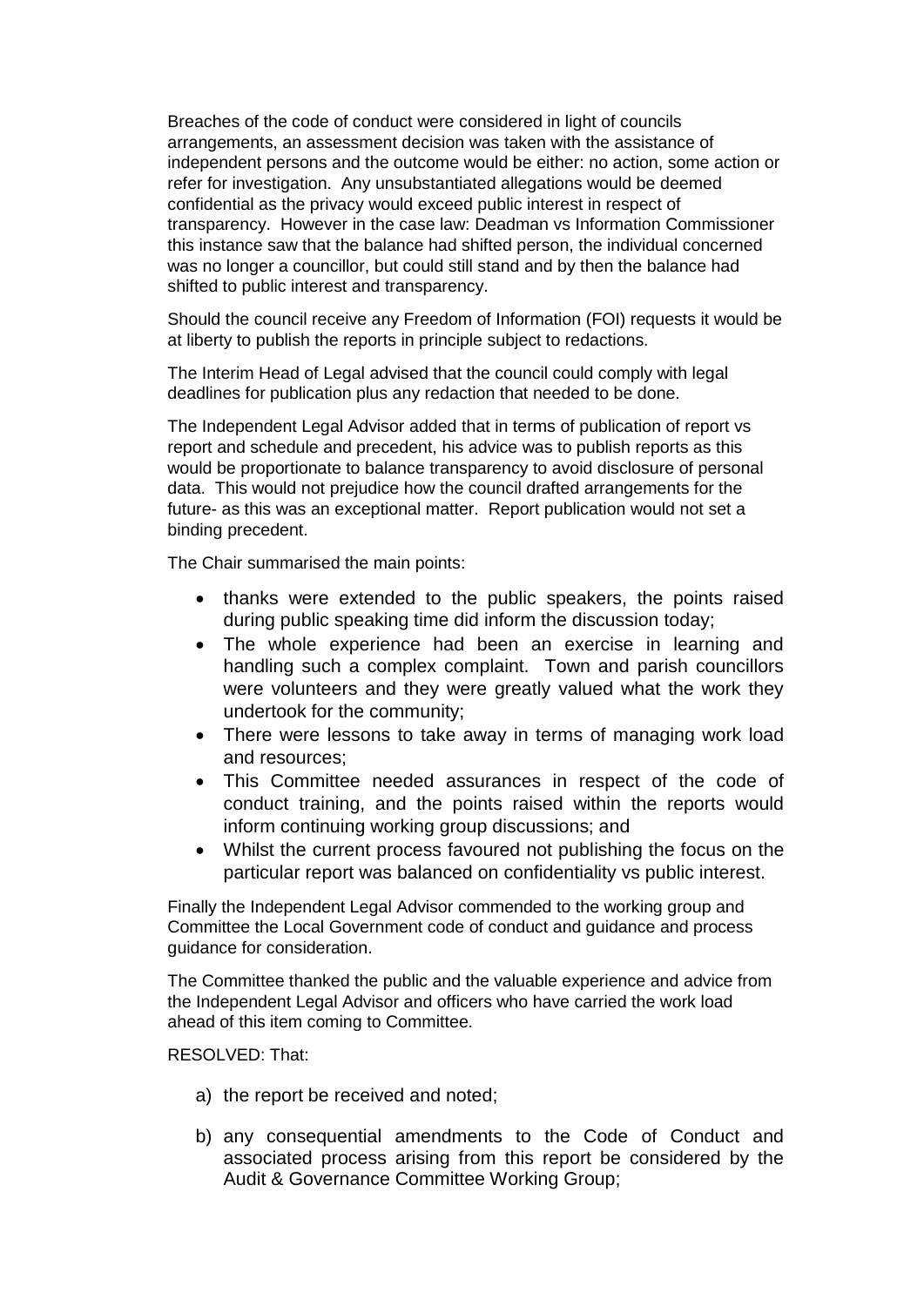Breaches of the code of conduct were considered in light of councils arrangements, an assessment decision was taken with the assistance of independent persons and the outcome would be either: no action, some action or refer for investigation. Any unsubstantiated allegations would be deemed confidential as the privacy would exceed public interest in respect of transparency. However in the case law: Deadman vs Information Commissioner this instance saw that the balance had shifted person, the individual concerned was no longer a councillor, but could still stand and by then the balance had shifted to public interest and transparency.

Should the council receive any Freedom of Information (FOI) requests it would be at liberty to publish the reports in principle subject to redactions.

The Interim Head of Legal advised that the council could comply with legal deadlines for publication plus any redaction that needed to be done.

The Independent Legal Advisor added that in terms of publication of report vs report and schedule and precedent, his advice was to publish reports as this would be proportionate to balance transparency to avoid disclosure of personal data. This would not prejudice how the council drafted arrangements for the future- as this was an exceptional matter. Report publication would not set a binding precedent.

The Chair summarised the main points:

- thanks were extended to the public speakers, the points raised during public speaking time did inform the discussion today;
- The whole experience had been an exercise in learning and handling such a complex complaint. Town and parish councillors were volunteers and they were greatly valued what the work they undertook for the community;
- There were lessons to take away in terms of managing work load and resources;
- This Committee needed assurances in respect of the code of conduct training, and the points raised within the reports would inform continuing working group discussions; and
- Whilst the current process favoured not publishing the focus on the particular report was balanced on confidentiality vs public interest.

Finally the Independent Legal Advisor commended to the working group and Committee the Local Government code of conduct and guidance and process guidance for consideration.

The Committee thanked the public and the valuable experience and advice from the Independent Legal Advisor and officers who have carried the work load ahead of this item coming to Committee.

RESOLVED: That:

a) the report be received and noted;

b) any consequential amendments to the Code of Conduct and associated process arising from this report be considered by the Audit & Governance Committee Working Group;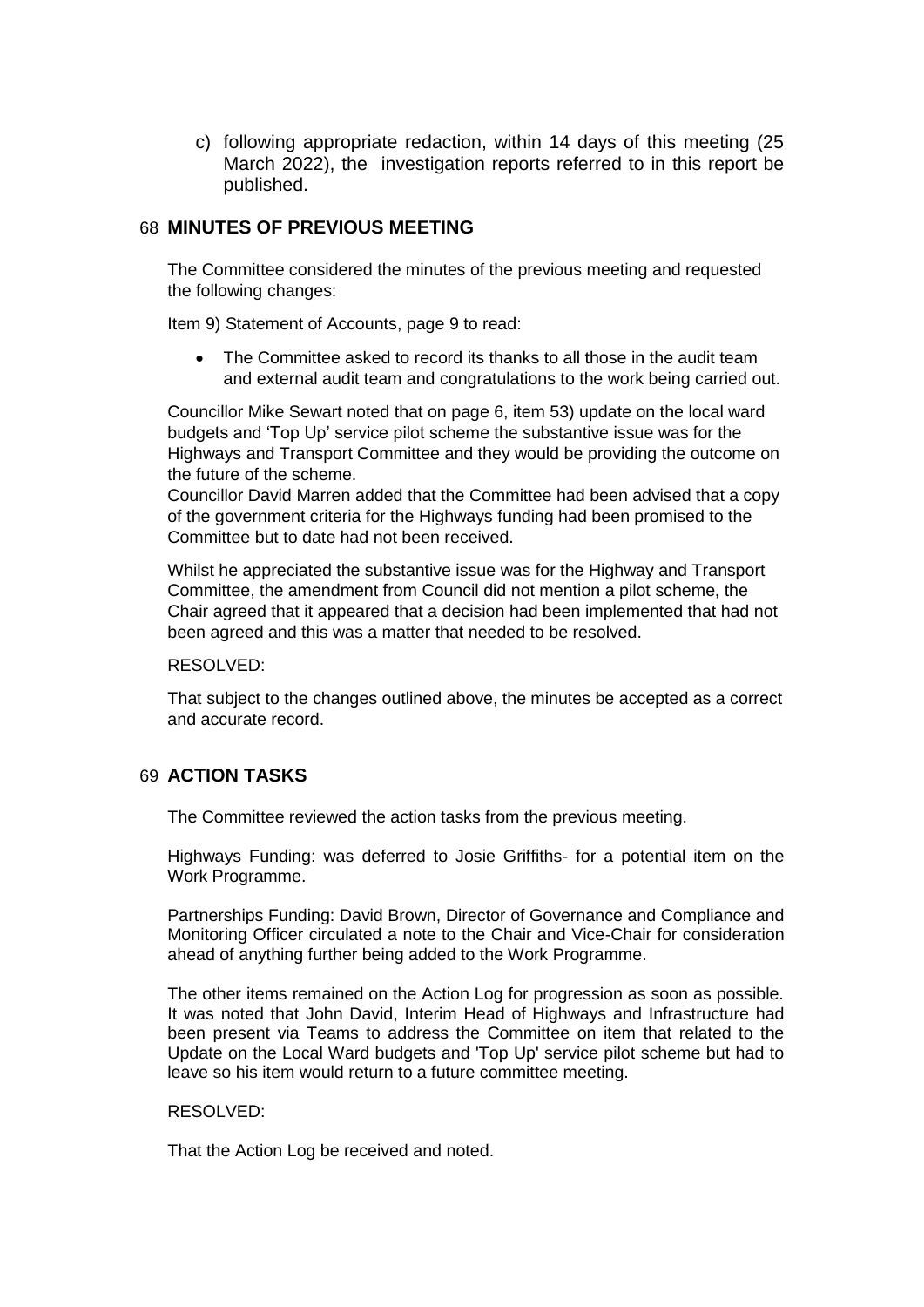c) following appropriate redaction, within 14 days of this meeting (25 March 2022), the investigation reports referred to in this report be published.

## 68 MINUTES OF PREVIOUS MEETING

The Committee considered the minutes of the previous meeting and requested the following changes:

Item 9) Statement of Accounts, page 9 to read:

- The Committee asked to record its thanks to all those in the audit team and external audit team and congratulations to the work being carried out.

Councillor Mike Sewart noted that on page 6, item 53) update on the local ward budgets and 'Top Up' service pilot scheme the substantive issue was for the Highways and Transport Committee and they would be providing the outcome on the future of the scheme.

Councillor David Marren added that the Committee had been advised that a copy of the government criteria for the Highways funding had been promised to the Committee but to date had not been received.

Whilst he appreciated the substantive issue was for the Highway and Transport Committee, the amendment from Council did not mention a pilot scheme, the Chair agreed that it appeared that a decision had been implemented that had not been agreed and this was a matter that needed to be resolved.

RESOLVED:

That subject to the changes outlined above, the minutes be accepted as a correct and accurate record.

## 69 ACTION TASKS

The Committee reviewed the action tasks from the previous meeting.

Highways Funding: was deferred to Josie Griffiths- for a potential item on the Work Programme.

Partnerships Funding: David Brown, Director of Governance and Compliance and Monitoring Officer circulated a note to the Chair and Vice-Chair for consideration ahead of anything further being added to the Work Programme.

The other items remained on the Action Log for progression as soon as possible. It was noted that John David, Interim Head of Highways and Infrastructure had been present via Teams to address the Committee on item that related to the Update on the Local Ward budgets and 'Top Up' service pilot scheme but had to leave so his item would return to a future committee meeting.

RESOLVED:

That the Action Log be received and noted.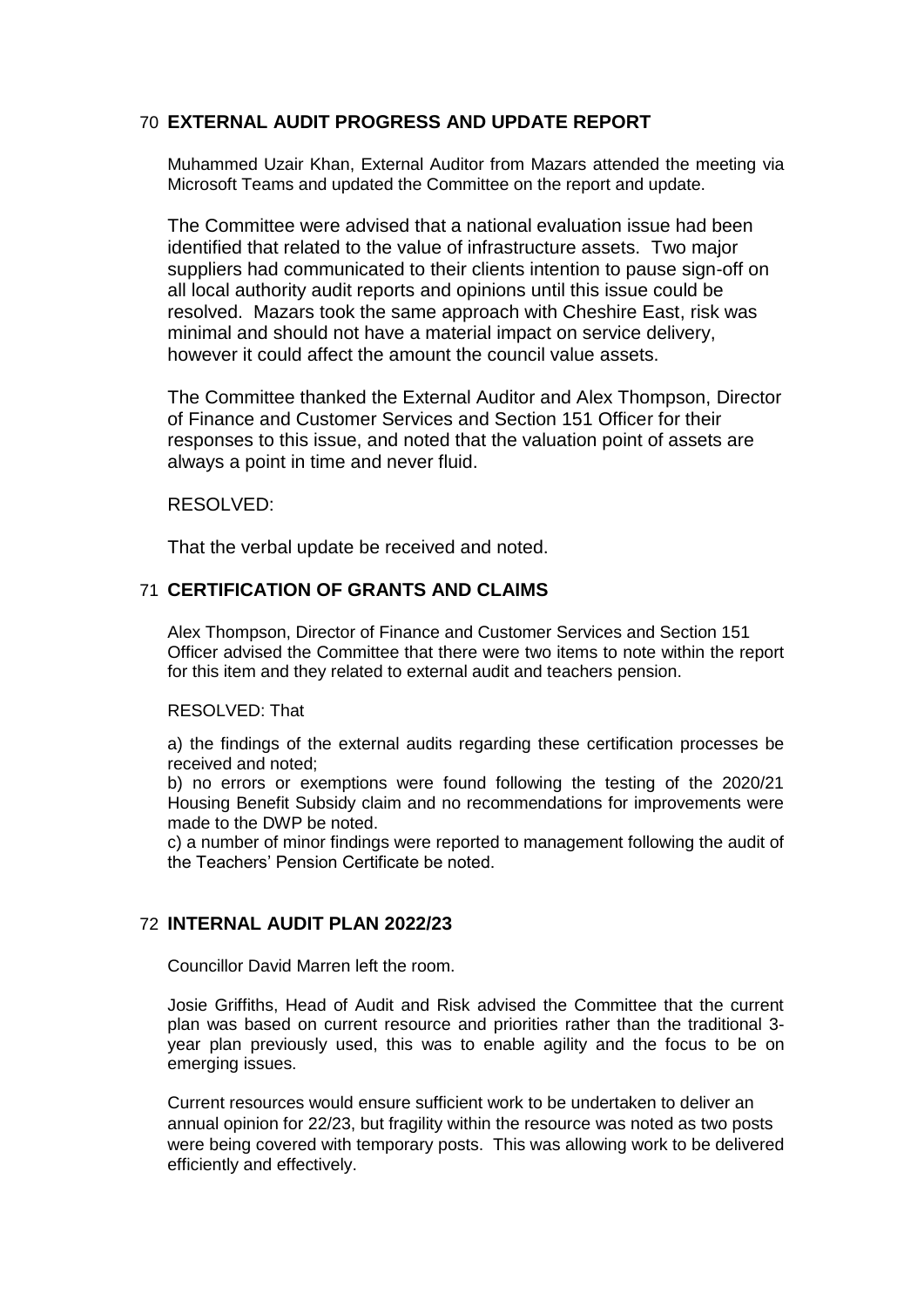## 70 EXTERNAL AUDIT PROGRESS AND UPDATE REPORT

Muhammed Uzair Khan, External Auditor from Mazars attended the meeting via Microsoft Teams and updated the Committee on the report and update.

The Committee were advised that a national evaluation issue had been identified that related to the value of infrastructure assets. Two major suppliers had communicated to their clients intention to pause sign-off on all local authority audit reports and opinions until this issue could be resolved. Mazars took the same approach with Cheshire East, risk was minimal and should not have a material impact on service delivery, however it could affect the amount the council value assets.

The Committee thanked the External Auditor and Alex Thompson, Director of Finance and Customer Services and Section 151 Officer for their responses to this issue, and noted that the valuation point of assets are always a point in time and never fluid.

RESOLVED:

That the verbal update be received and noted.

## 71 CERTIFICATION OF GRANTS AND CLAIMS

Alex Thompson, Director of Finance and Customer Services and Section 151 Officer advised the Committee that there were two items to note within the report for this item and they related to external audit and teachers pension.

RESOLVED: That

a) the findings of the external audits regarding these certification processes be received and noted;
b) no errors or exemptions were found following the testing of the 2020/21 Housing Benefit Subsidy claim and no recommendations for improvements were made to the DWP be noted.
c) a number of minor findings were reported to management following the audit of the Teachers' Pension Certificate be noted.

## 72 INTERNAL AUDIT PLAN 2022/23

Councillor David Marren left the room.

Josie Griffiths, Head of Audit and Risk advised the Committee that the current plan was based on current resource and priorities rather than the traditional 3-year plan previously used, this was to enable agility and the focus to be on emerging issues.

Current resources would ensure sufficient work to be undertaken to deliver an annual opinion for 22/23, but fragility within the resource was noted as two posts were being covered with temporary posts. This was allowing work to be delivered efficiently and effectively.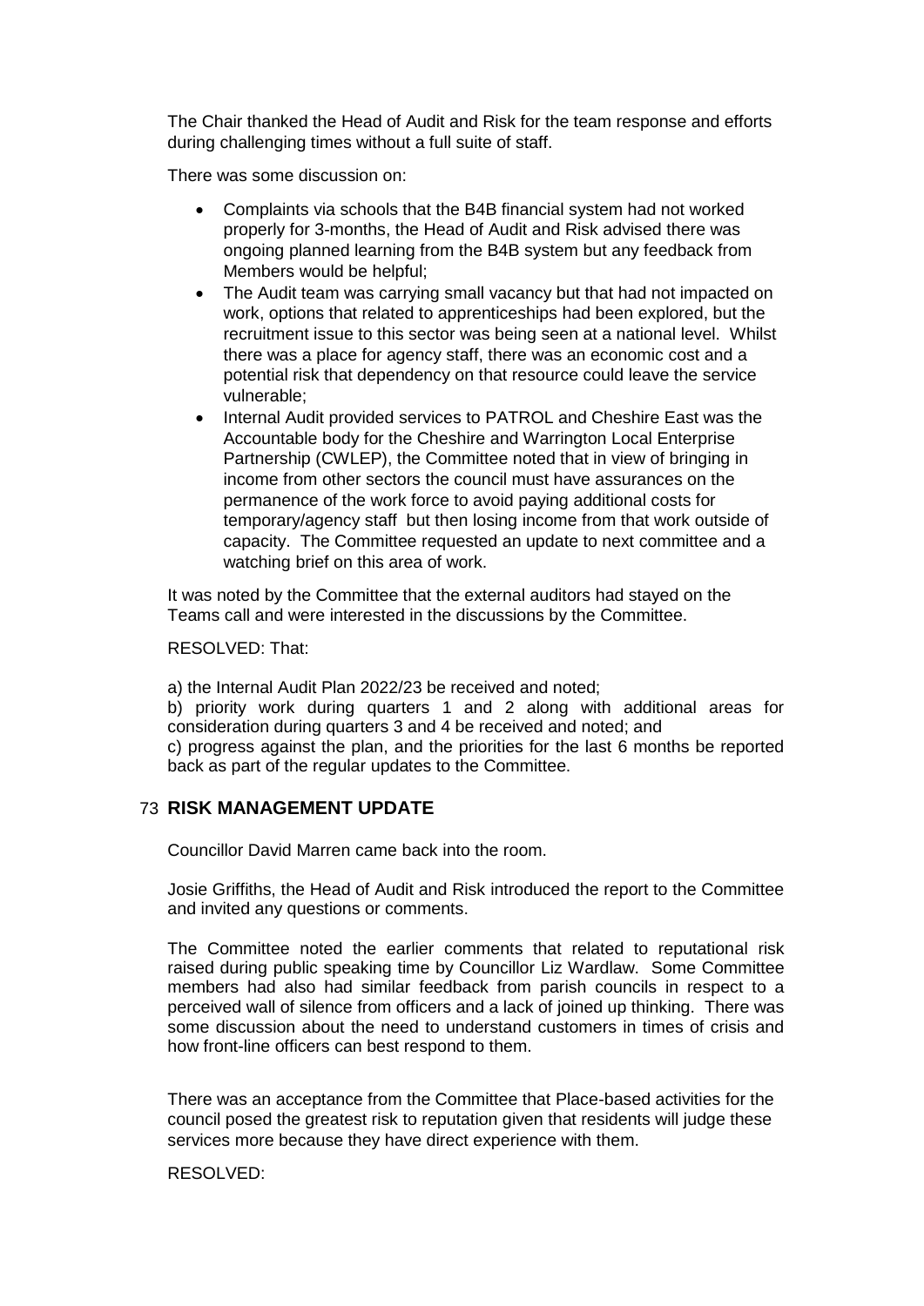The Chair thanked the Head of Audit and Risk for the team response and efforts during challenging times without a full suite of staff.

There was some discussion on:

- Complaints via schools that the B4B financial system had not worked properly for 3-months, the Head of Audit and Risk advised there was ongoing planned learning from the B4B system but any feedback from Members would be helpful;
- The Audit team was carrying small vacancy but that had not impacted on work, options that related to apprenticeships had been explored, but the recruitment issue to this sector was being seen at a national level. Whilst there was a place for agency staff, there was an economic cost and a potential risk that dependency on that resource could leave the service vulnerable;
- Internal Audit provided services to PATROL and Cheshire East was the Accountable body for the Cheshire and Warrington Local Enterprise Partnership (CWLEP), the Committee noted that in view of bringing in income from other sectors the council must have assurances on the permanence of the work force to avoid paying additional costs for temporary/agency staff but then losing income from that work outside of capacity. The Committee requested an update to next committee and a watching brief on this area of work.

It was noted by the Committee that the external auditors had stayed on the Teams call and were interested in the discussions by the Committee.

RESOLVED: That:

a) the Internal Audit Plan 2022/23 be received and noted;
b) priority work during quarters 1 and 2 along with additional areas for consideration during quarters 3 and 4 be received and noted; and
c) progress against the plan, and the priorities for the last 6 months be reported back as part of the regular updates to the Committee.

## 73 RISK MANAGEMENT UPDATE

Councillor David Marren came back into the room.

Josie Griffiths, the Head of Audit and Risk introduced the report to the Committee and invited any questions or comments.

The Committee noted the earlier comments that related to reputational risk raised during public speaking time by Councillor Liz Wardlaw. Some Committee members had also had similar feedback from parish councils in respect to a perceived wall of silence from officers and a lack of joined up thinking. There was some discussion about the need to understand customers in times of crisis and how front-line officers can best respond to them.

There was an acceptance from the Committee that Place-based activities for the council posed the greatest risk to reputation given that residents will judge these services more because they have direct experience with them.

RESOLVED: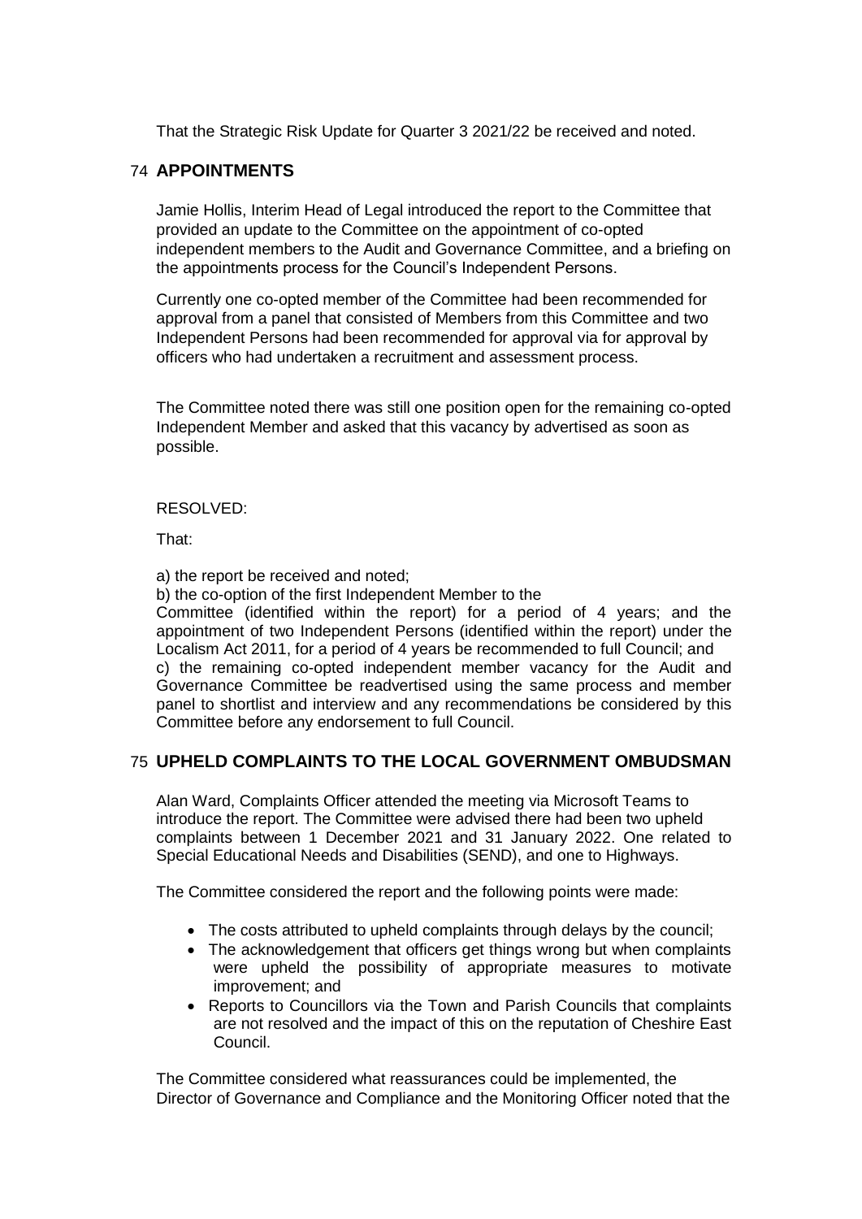That the Strategic Risk Update for Quarter 3 2021/22 be received and noted.

## 74 APPOINTMENTS

Jamie Hollis, Interim Head of Legal introduced the report to the Committee that provided an update to the Committee on the appointment of co-opted independent members to the Audit and Governance Committee, and a briefing on the appointments process for the Council's Independent Persons.

Currently one co-opted member of the Committee had been recommended for approval from a panel that consisted of Members from this Committee and two Independent Persons had been recommended for approval via for approval by officers who had undertaken a recruitment and assessment process.

The Committee noted there was still one position open for the remaining co-opted Independent Member and asked that this vacancy by advertised as soon as possible.

RESOLVED:

That:

a) the report be received and noted;

b) the co-option of the first Independent Member to the Committee (identified within the report) for a period of 4 years; and the appointment of two Independent Persons (identified within the report) under the Localism Act 2011, for a period of 4 years be recommended to full Council; and

c) the remaining co-opted independent member vacancy for the Audit and Governance Committee be readvertised using the same process and member panel to shortlist and interview and any recommendations be considered by this Committee before any endorsement to full Council.

## 75 UPHELD COMPLAINTS TO THE LOCAL GOVERNMENT OMBUDSMAN

Alan Ward, Complaints Officer attended the meeting via Microsoft Teams to introduce the report. The Committee were advised there had been two upheld complaints between 1 December 2021 and 31 January 2022. One related to Special Educational Needs and Disabilities (SEND), and one to Highways.

The Committee considered the report and the following points were made:

- The costs attributed to upheld complaints through delays by the council;
- The acknowledgement that officers get things wrong but when complaints were upheld the possibility of appropriate measures to motivate improvement; and
- Reports to Councillors via the Town and Parish Councils that complaints are not resolved and the impact of this on the reputation of Cheshire East Council.

The Committee considered what reassurances could be implemented, the Director of Governance and Compliance and the Monitoring Officer noted that the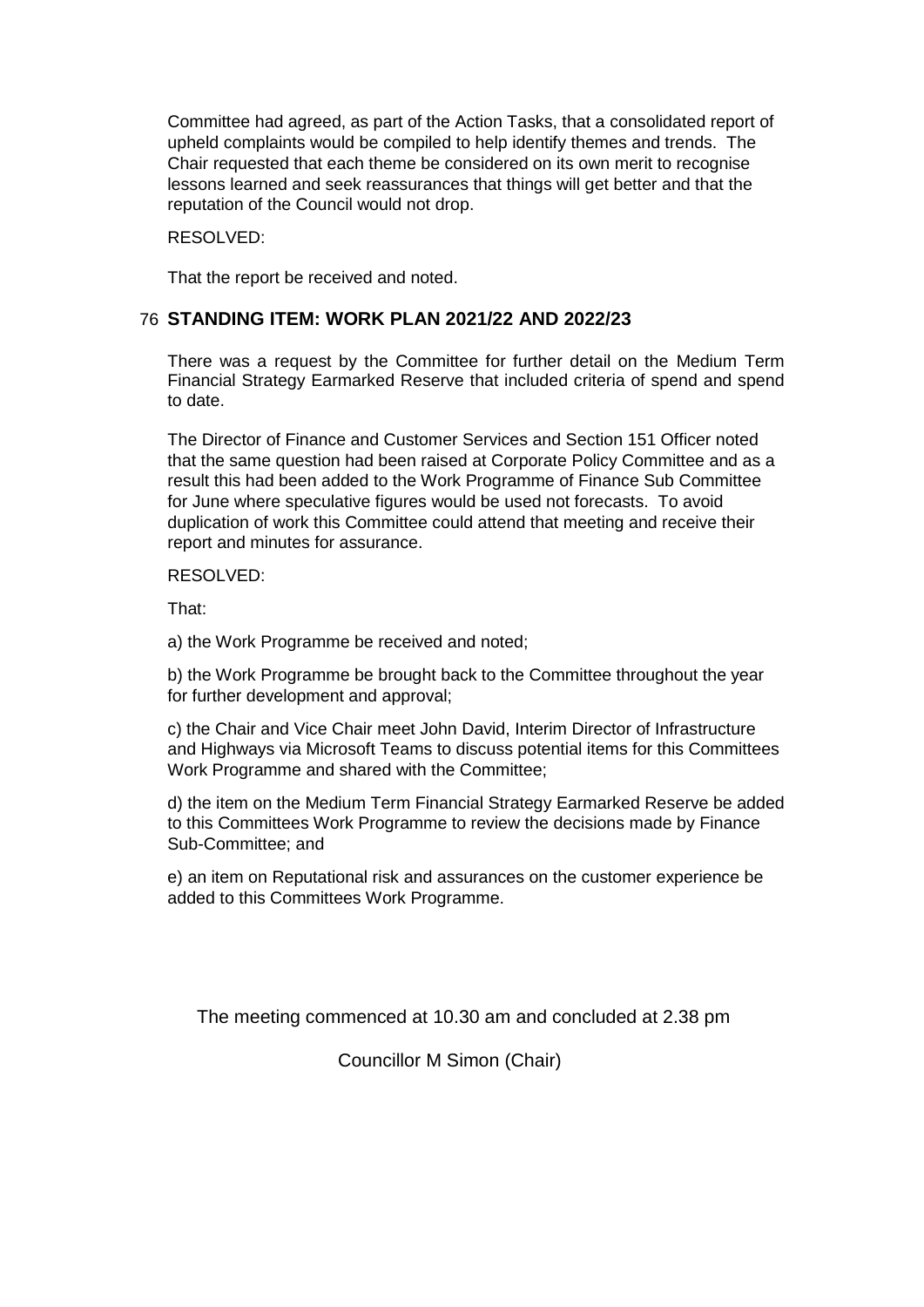Committee had agreed, as part of the Action Tasks, that a consolidated report of upheld complaints would be compiled to help identify themes and trends. The Chair requested that each theme be considered on its own merit to recognise lessons learned and seek reassurances that things will get better and that the reputation of the Council would not drop.

RESOLVED:

That the report be received and noted.

## 76 STANDING ITEM: WORK PLAN 2021/22 AND 2022/23

There was a request by the Committee for further detail on the Medium Term Financial Strategy Earmarked Reserve that included criteria of spend and spend to date.

The Director of Finance and Customer Services and Section 151 Officer noted that the same question had been raised at Corporate Policy Committee and as a result this had been added to the Work Programme of Finance Sub Committee for June where speculative figures would be used not forecasts. To avoid duplication of work this Committee could attend that meeting and receive their report and minutes for assurance.

RESOLVED:

That:

a) the Work Programme be received and noted;

b) the Work Programme be brought back to the Committee throughout the year for further development and approval;

c) the Chair and Vice Chair meet John David, Interim Director of Infrastructure and Highways via Microsoft Teams to discuss potential items for this Committees Work Programme and shared with the Committee;

d) the item on the Medium Term Financial Strategy Earmarked Reserve be added to this Committees Work Programme to review the decisions made by Finance Sub-Committee; and

e) an item on Reputational risk and assurances on the customer experience be added to this Committees Work Programme.

The meeting commenced at 10.30 am and concluded at 2.38 pm

Councillor M Simon (Chair)